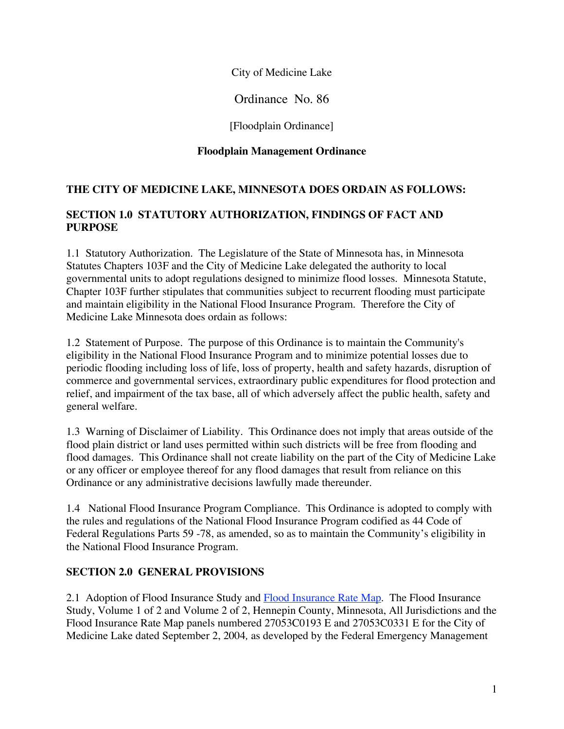City of Medicine Lake

Ordinance No. 86

[Floodplain Ordinance]

**Floodplain Management Ordinance**

**THE CITY OF MEDICINE LAKE, MINNESOTA DOES ORDAIN AS FOLLOWS:**

## SECTION 1.0 STATUTORY AUTHORIZATION, FINDINGS OF FACT AND PURPOSE

1.1 Statutory Authorization. The Legislature of the State of Minnesota has, in Minnesota Statutes Chapters 103F and the City of Medicine Lake delegated the authority to local governmental units to adopt regulations designed to minimize flood losses. Minnesota Statute, Chapter 103F further stipulates that communities subject to recurrent flooding must participate and maintain eligibility in the National Flood Insurance Program. Therefore the City of Medicine Lake Minnesota does ordain as follows:

1.2 Statement of Purpose. The purpose of this Ordinance is to maintain the Community's eligibility in the National Flood Insurance Program and to minimize potential losses due to periodic flooding including loss of life, loss of property, health and safety hazards, disruption of commerce and governmental services, extraordinary public expenditures for flood protection and relief, and impairment of the tax base, all of which adversely affect the public health, safety and general welfare.

1.3 Warning of Disclaimer of Liability. This Ordinance does not imply that areas outside of the flood plain district or land uses permitted within such districts will be free from flooding and flood damages. This Ordinance shall not create liability on the part of the City of Medicine Lake or any officer or employee thereof for any flood damages that result from reliance on this Ordinance or any administrative decisions lawfully made thereunder.

1.4 National Flood Insurance Program Compliance. This Ordinance is adopted to comply with the rules and regulations of the National Flood Insurance Program codified as 44 Code of Federal Regulations Parts 59 -78, as amended, so as to maintain the Community's eligibility in the National Flood Insurance Program.

## SECTION 2.0 GENERAL PROVISIONS

2.1 Adoption of Flood Insurance Study and Flood Insurance Rate Map. The Flood Insurance Study, Volume 1 of 2 and Volume 2 of 2, Hennepin County, Minnesota, All Jurisdictions and the Flood Insurance Rate Map panels numbered 27053C0193 E and 27053C0331 E for the City of Medicine Lake dated September 2, 2004, as developed by the Federal Emergency Management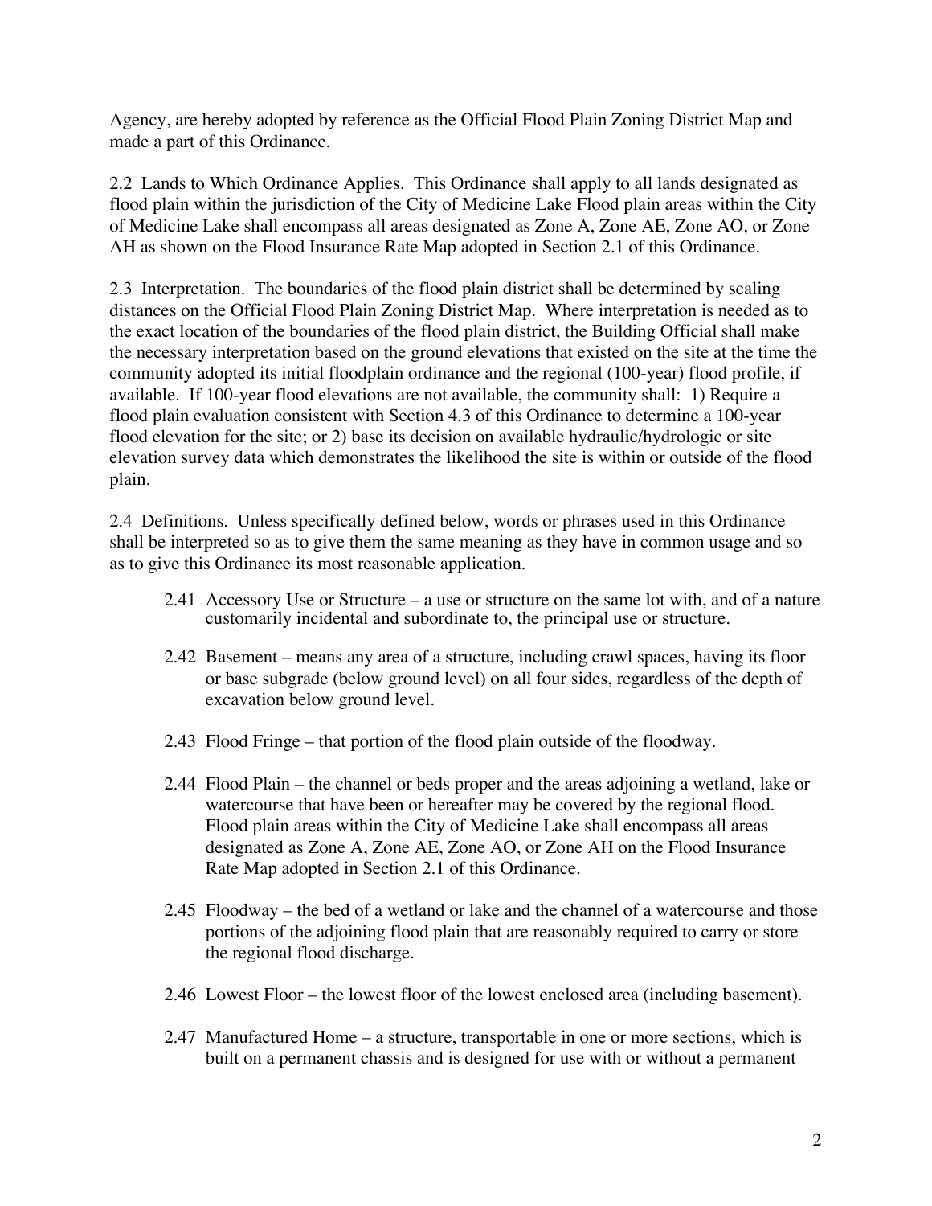Agency, are hereby adopted by reference as the Official Flood Plain Zoning District Map and made a part of this Ordinance.

2.2 Lands to Which Ordinance Applies. This Ordinance shall apply to all lands designated as flood plain within the jurisdiction of the City of Medicine Lake Flood plain areas within the City of Medicine Lake shall encompass all areas designated as Zone A, Zone AE, Zone AO, or Zone AH as shown on the Flood Insurance Rate Map adopted in Section 2.1 of this Ordinance.

2.3 Interpretation. The boundaries of the flood plain district shall be determined by scaling distances on the Official Flood Plain Zoning District Map. Where interpretation is needed as to the exact location of the boundaries of the flood plain district, the Building Official shall make the necessary interpretation based on the ground elevations that existed on the site at the time the community adopted its initial floodplain ordinance and the regional (100-year) flood profile, if available. If 100-year flood elevations are not available, the community shall: 1) Require a flood plain evaluation consistent with Section 4.3 of this Ordinance to determine a 100-year flood elevation for the site; or 2) base its decision on available hydraulic/hydrologic or site elevation survey data which demonstrates the likelihood the site is within or outside of the flood plain.

2.4 Definitions. Unless specifically defined below, words or phrases used in this Ordinance shall be interpreted so as to give them the same meaning as they have in common usage and so as to give this Ordinance its most reasonable application.

> 2.41 Accessory Use or Structure – a use or structure on the same lot with, and of a nature customarily incidental and subordinate to, the principal use or structure.
>
> 2.42 Basement – means any area of a structure, including crawl spaces, having its floor or base subgrade (below ground level) on all four sides, regardless of the depth of excavation below ground level.
>
> 2.43 Flood Fringe – that portion of the flood plain outside of the floodway.
>
> 2.44 Flood Plain – the channel or beds proper and the areas adjoining a wetland, lake or watercourse that have been or hereafter may be covered by the regional flood. Flood plain areas within the City of Medicine Lake shall encompass all areas designated as Zone A, Zone AE, Zone AO, or Zone AH on the Flood Insurance Rate Map adopted in Section 2.1 of this Ordinance.
>
> 2.45 Floodway – the bed of a wetland or lake and the channel of a watercourse and those portions of the adjoining flood plain that are reasonably required to carry or store the regional flood discharge.
>
> 2.46 Lowest Floor – the lowest floor of the lowest enclosed area (including basement).
>
> 2.47 Manufactured Home – a structure, transportable in one or more sections, which is built on a permanent chassis and is designed for use with or without a permanent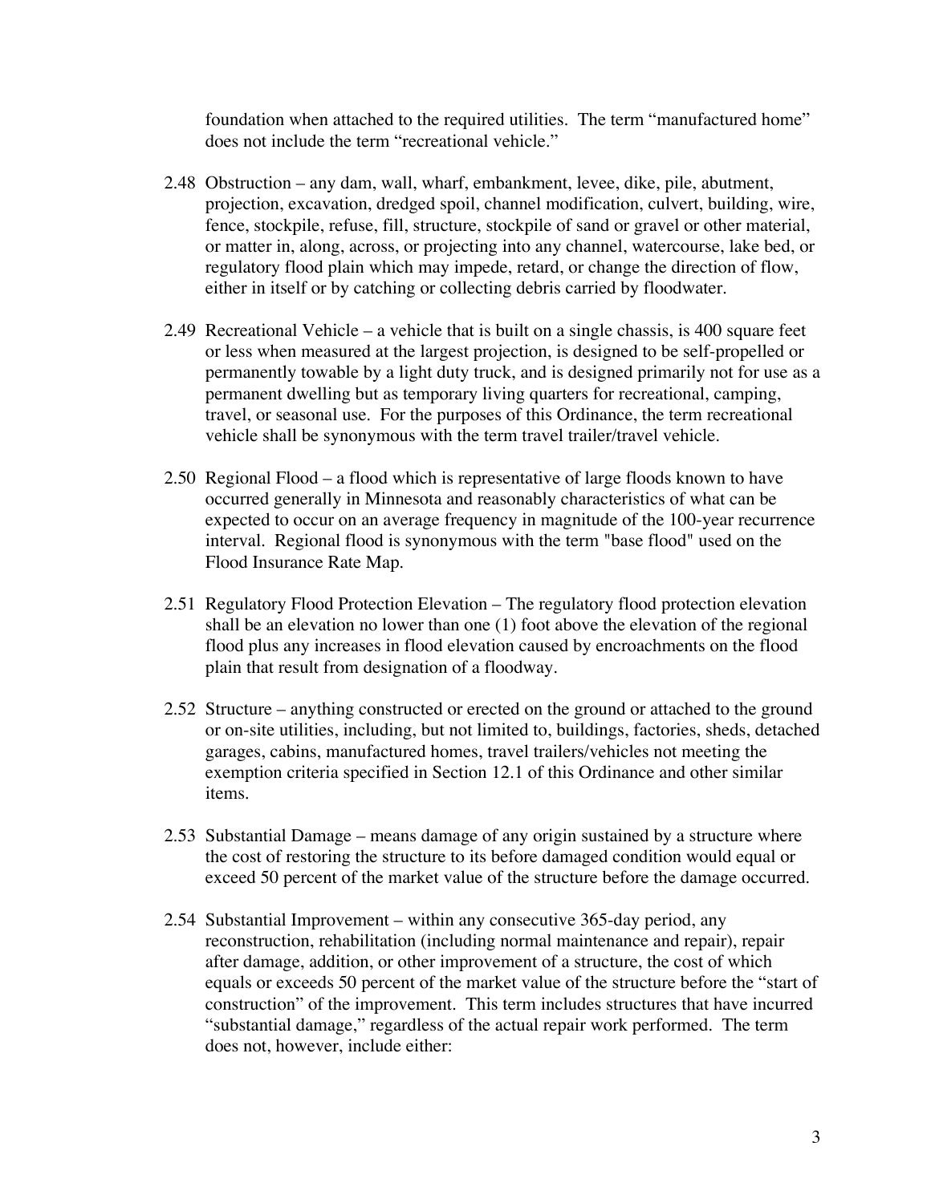foundation when attached to the required utilities. The term "manufactured home" does not include the term "recreational vehicle."

2.48 Obstruction – any dam, wall, wharf, embankment, levee, dike, pile, abutment, projection, excavation, dredged spoil, channel modification, culvert, building, wire, fence, stockpile, refuse, fill, structure, stockpile of sand or gravel or other material, or matter in, along, across, or projecting into any channel, watercourse, lake bed, or regulatory flood plain which may impede, retard, or change the direction of flow, either in itself or by catching or collecting debris carried by floodwater.

2.49 Recreational Vehicle – a vehicle that is built on a single chassis, is 400 square feet or less when measured at the largest projection, is designed to be self-propelled or permanently towable by a light duty truck, and is designed primarily not for use as a permanent dwelling but as temporary living quarters for recreational, camping, travel, or seasonal use. For the purposes of this Ordinance, the term recreational vehicle shall be synonymous with the term travel trailer/travel vehicle.

2.50 Regional Flood – a flood which is representative of large floods known to have occurred generally in Minnesota and reasonably characteristics of what can be expected to occur on an average frequency in magnitude of the 100-year recurrence interval. Regional flood is synonymous with the term "base flood" used on the Flood Insurance Rate Map.

2.51 Regulatory Flood Protection Elevation – The regulatory flood protection elevation shall be an elevation no lower than one (1) foot above the elevation of the regional flood plus any increases in flood elevation caused by encroachments on the flood plain that result from designation of a floodway.

2.52 Structure – anything constructed or erected on the ground or attached to the ground or on-site utilities, including, but not limited to, buildings, factories, sheds, detached garages, cabins, manufactured homes, travel trailers/vehicles not meeting the exemption criteria specified in Section 12.1 of this Ordinance and other similar items.

2.53 Substantial Damage – means damage of any origin sustained by a structure where the cost of restoring the structure to its before damaged condition would equal or exceed 50 percent of the market value of the structure before the damage occurred.

2.54 Substantial Improvement – within any consecutive 365-day period, any reconstruction, rehabilitation (including normal maintenance and repair), repair after damage, addition, or other improvement of a structure, the cost of which equals or exceeds 50 percent of the market value of the structure before the "start of construction" of the improvement. This term includes structures that have incurred "substantial damage," regardless of the actual repair work performed. The term does not, however, include either: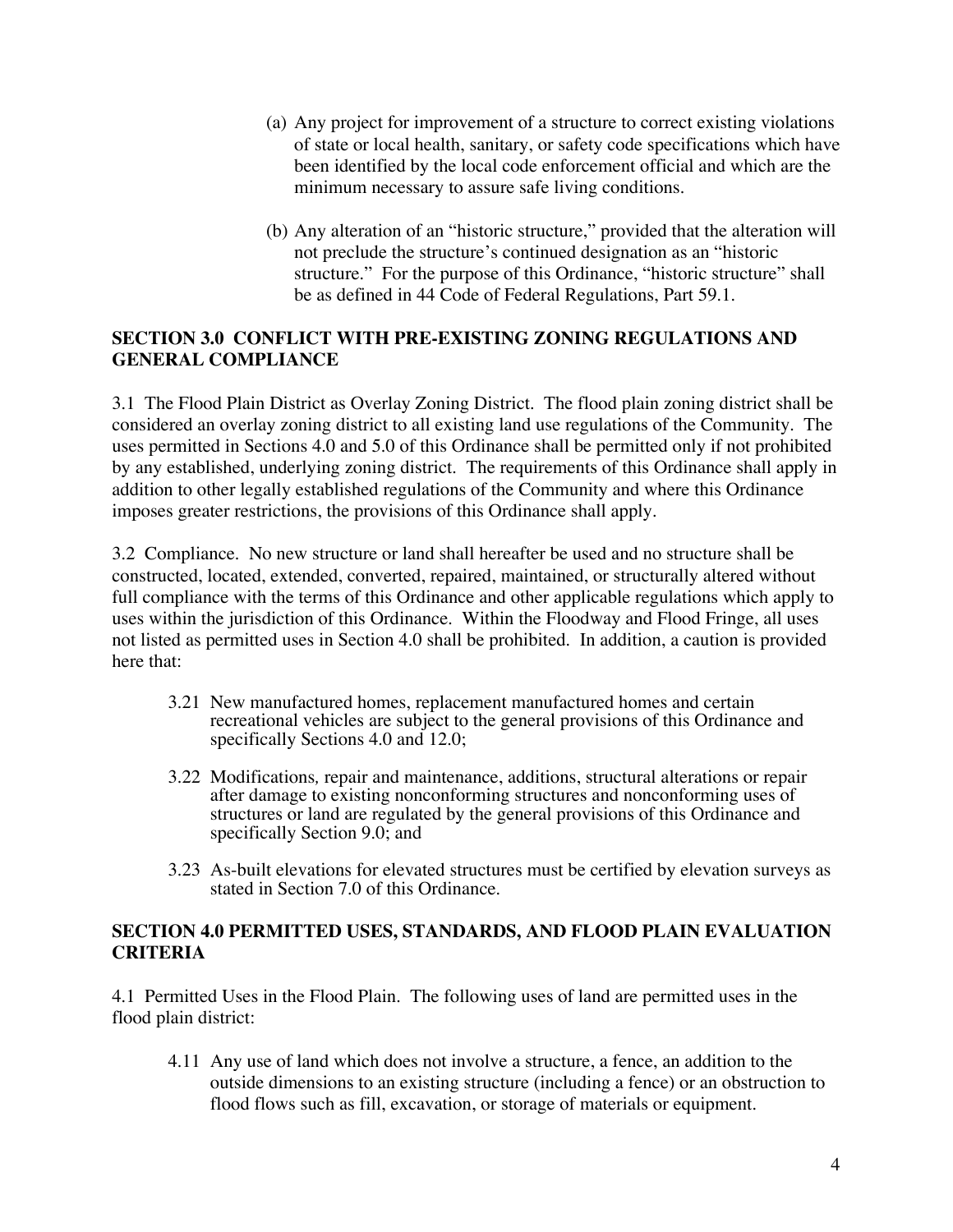(a) Any project for improvement of a structure to correct existing violations of state or local health, sanitary, or safety code specifications which have been identified by the local code enforcement official and which are the minimum necessary to assure safe living conditions.

(b) Any alteration of an "historic structure," provided that the alteration will not preclude the structure's continued designation as an "historic structure." For the purpose of this Ordinance, "historic structure" shall be as defined in 44 Code of Federal Regulations, Part 59.1.

## SECTION 3.0 CONFLICT WITH PRE-EXISTING ZONING REGULATIONS AND GENERAL COMPLIANCE

3.1 The Flood Plain District as Overlay Zoning District. The flood plain zoning district shall be considered an overlay zoning district to all existing land use regulations of the Community. The uses permitted in Sections 4.0 and 5.0 of this Ordinance shall be permitted only if not prohibited by any established, underlying zoning district. The requirements of this Ordinance shall apply in addition to other legally established regulations of the Community and where this Ordinance imposes greater restrictions, the provisions of this Ordinance shall apply.

3.2 Compliance. No new structure or land shall hereafter be used and no structure shall be constructed, located, extended, converted, repaired, maintained, or structurally altered without full compliance with the terms of this Ordinance and other applicable regulations which apply to uses within the jurisdiction of this Ordinance. Within the Floodway and Flood Fringe, all uses not listed as permitted uses in Section 4.0 shall be prohibited. In addition, a caution is provided here that:

3.21 New manufactured homes, replacement manufactured homes and certain recreational vehicles are subject to the general provisions of this Ordinance and specifically Sections 4.0 and 12.0;

3.22 Modifications, repair and maintenance, additions, structural alterations or repair after damage to existing nonconforming structures and nonconforming uses of structures or land are regulated by the general provisions of this Ordinance and specifically Section 9.0; and

3.23 As-built elevations for elevated structures must be certified by elevation surveys as stated in Section 7.0 of this Ordinance.

## SECTION 4.0 PERMITTED USES, STANDARDS, AND FLOOD PLAIN EVALUATION CRITERIA

4.1 Permitted Uses in the Flood Plain. The following uses of land are permitted uses in the flood plain district:

4.11 Any use of land which does not involve a structure, a fence, an addition to the outside dimensions to an existing structure (including a fence) or an obstruction to flood flows such as fill, excavation, or storage of materials or equipment.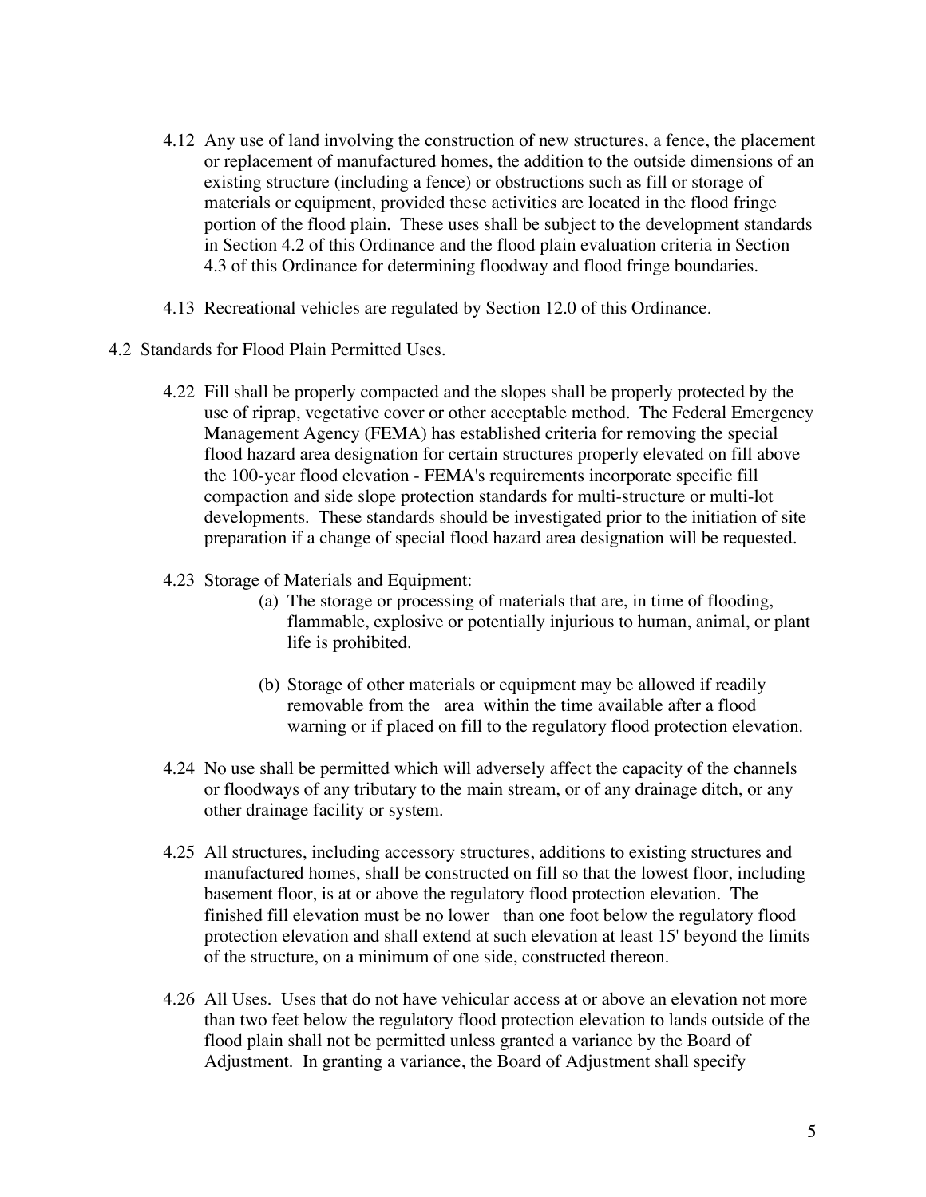4.12 Any use of land involving the construction of new structures, a fence, the placement or replacement of manufactured homes, the addition to the outside dimensions of an existing structure (including a fence) or obstructions such as fill or storage of materials or equipment, provided these activities are located in the flood fringe portion of the flood plain. These uses shall be subject to the development standards in Section 4.2 of this Ordinance and the flood plain evaluation criteria in Section 4.3 of this Ordinance for determining floodway and flood fringe boundaries.

4.13 Recreational vehicles are regulated by Section 12.0 of this Ordinance.

4.2 Standards for Flood Plain Permitted Uses.

4.22 Fill shall be properly compacted and the slopes shall be properly protected by the use of riprap, vegetative cover or other acceptable method. The Federal Emergency Management Agency (FEMA) has established criteria for removing the special flood hazard area designation for certain structures properly elevated on fill above the 100-year flood elevation - FEMA's requirements incorporate specific fill compaction and side slope protection standards for multi-structure or multi-lot developments. These standards should be investigated prior to the initiation of site preparation if a change of special flood hazard area designation will be requested.

4.23 Storage of Materials and Equipment:

(a) The storage or processing of materials that are, in time of flooding, flammable, explosive or potentially injurious to human, animal, or plant life is prohibited.

(b) Storage of other materials or equipment may be allowed if readily removable from the area within the time available after a flood warning or if placed on fill to the regulatory flood protection elevation.

4.24 No use shall be permitted which will adversely affect the capacity of the channels or floodways of any tributary to the main stream, or of any drainage ditch, or any other drainage facility or system.

4.25 All structures, including accessory structures, additions to existing structures and manufactured homes, shall be constructed on fill so that the lowest floor, including basement floor, is at or above the regulatory flood protection elevation. The finished fill elevation must be no lower than one foot below the regulatory flood protection elevation and shall extend at such elevation at least 15' beyond the limits of the structure, on a minimum of one side, constructed thereon.

4.26 All Uses. Uses that do not have vehicular access at or above an elevation not more than two feet below the regulatory flood protection elevation to lands outside of the flood plain shall not be permitted unless granted a variance by the Board of Adjustment. In granting a variance, the Board of Adjustment shall specify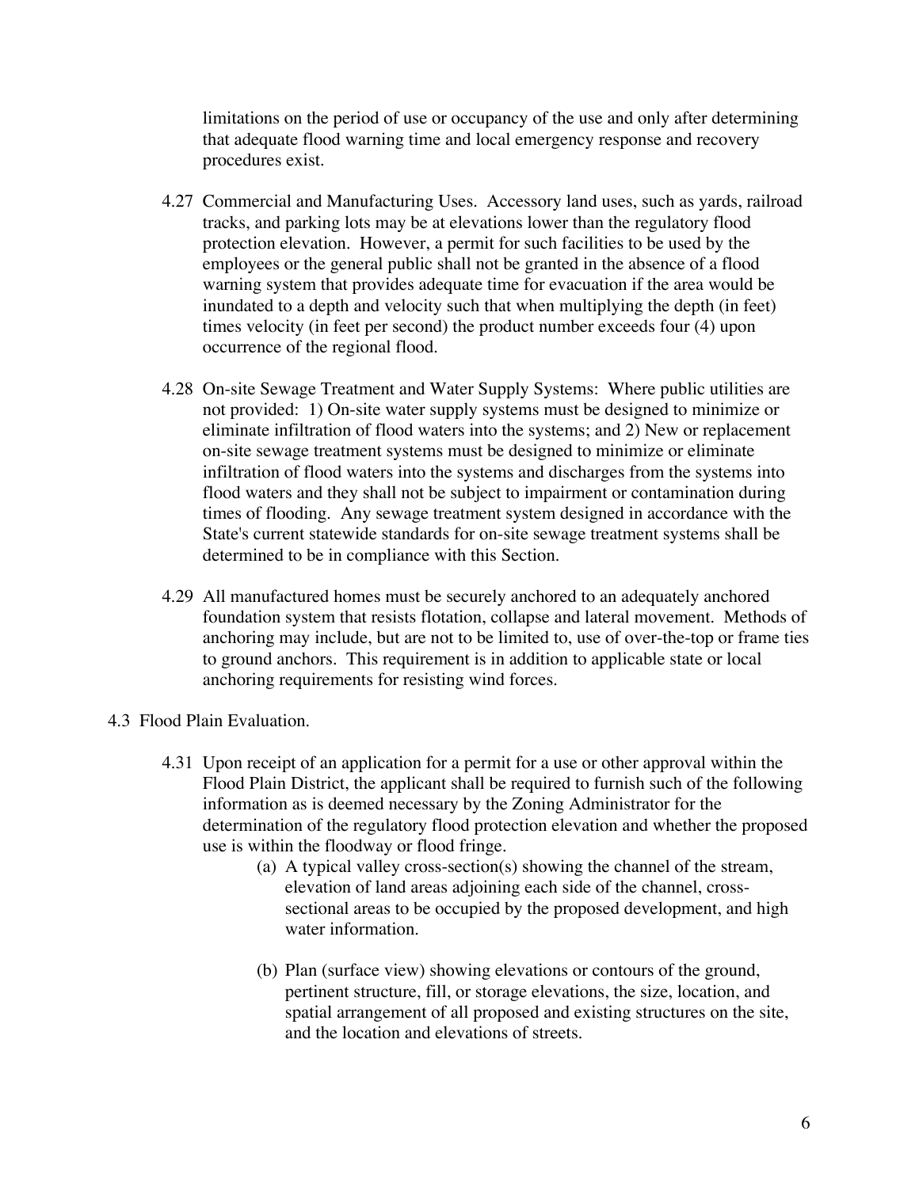limitations on the period of use or occupancy of the use and only after determining that adequate flood warning time and local emergency response and recovery procedures exist.

4.27 Commercial and Manufacturing Uses. Accessory land uses, such as yards, railroad tracks, and parking lots may be at elevations lower than the regulatory flood protection elevation. However, a permit for such facilities to be used by the employees or the general public shall not be granted in the absence of a flood warning system that provides adequate time for evacuation if the area would be inundated to a depth and velocity such that when multiplying the depth (in feet) times velocity (in feet per second) the product number exceeds four (4) upon occurrence of the regional flood.

4.28 On-site Sewage Treatment and Water Supply Systems: Where public utilities are not provided: 1) On-site water supply systems must be designed to minimize or eliminate infiltration of flood waters into the systems; and 2) New or replacement on-site sewage treatment systems must be designed to minimize or eliminate infiltration of flood waters into the systems and discharges from the systems into flood waters and they shall not be subject to impairment or contamination during times of flooding. Any sewage treatment system designed in accordance with the State's current statewide standards for on-site sewage treatment systems shall be determined to be in compliance with this Section.

4.29 All manufactured homes must be securely anchored to an adequately anchored foundation system that resists flotation, collapse and lateral movement. Methods of anchoring may include, but are not to be limited to, use of over-the-top or frame ties to ground anchors. This requirement is in addition to applicable state or local anchoring requirements for resisting wind forces.

4.3 Flood Plain Evaluation.

4.31 Upon receipt of an application for a permit for a use or other approval within the Flood Plain District, the applicant shall be required to furnish such of the following information as is deemed necessary by the Zoning Administrator for the determination of the regulatory flood protection elevation and whether the proposed use is within the floodway or flood fringe.

(a) A typical valley cross-section(s) showing the channel of the stream, elevation of land areas adjoining each side of the channel, cross-sectional areas to be occupied by the proposed development, and high water information.

(b) Plan (surface view) showing elevations or contours of the ground, pertinent structure, fill, or storage elevations, the size, location, and spatial arrangement of all proposed and existing structures on the site, and the location and elevations of streets.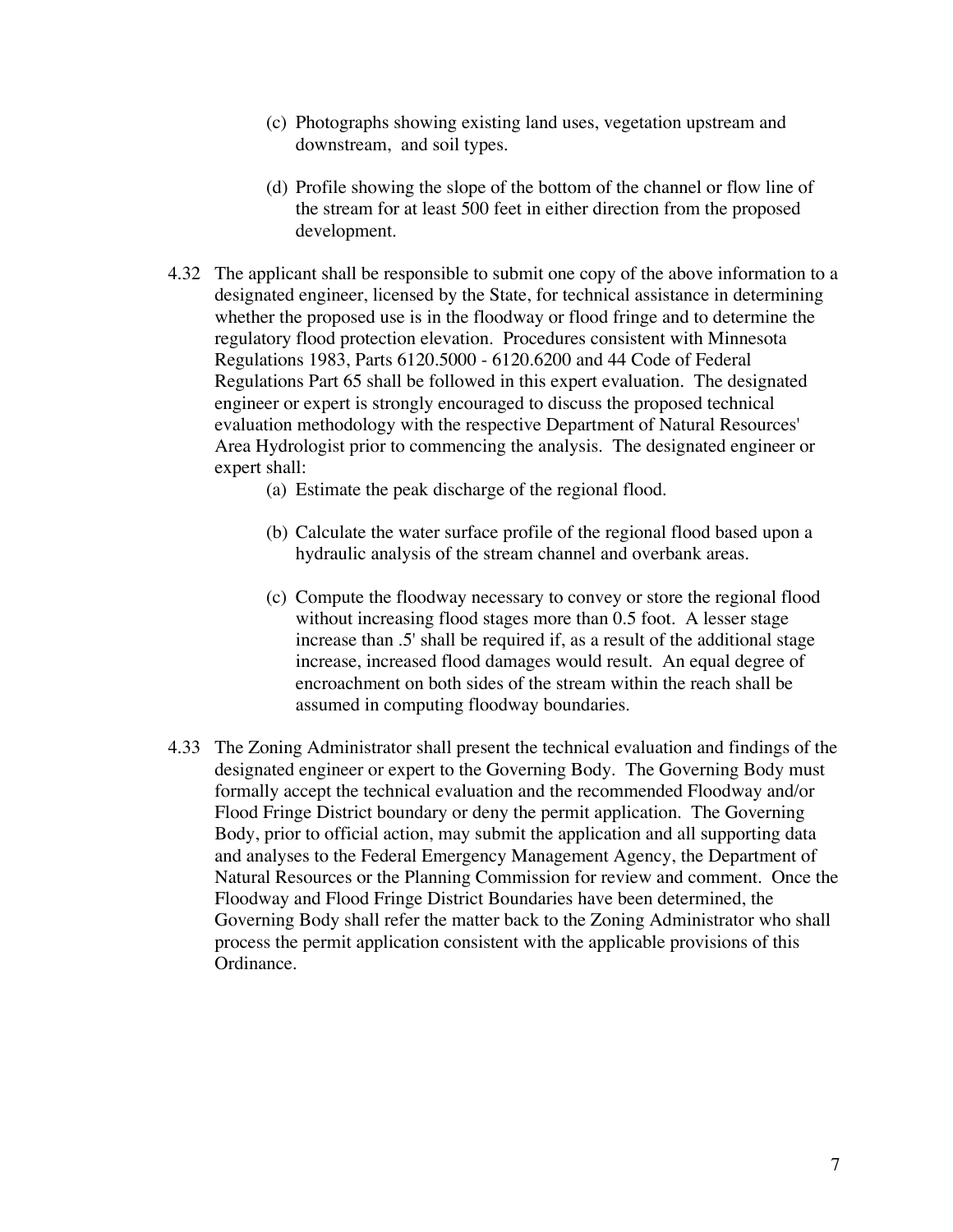(c) Photographs showing existing land uses, vegetation upstream and downstream, and soil types.

(d) Profile showing the slope of the bottom of the channel or flow line of the stream for at least 500 feet in either direction from the proposed development.

4.32 The applicant shall be responsible to submit one copy of the above information to a designated engineer, licensed by the State, for technical assistance in determining whether the proposed use is in the floodway or flood fringe and to determine the regulatory flood protection elevation. Procedures consistent with Minnesota Regulations 1983, Parts 6120.5000 - 6120.6200 and 44 Code of Federal Regulations Part 65 shall be followed in this expert evaluation. The designated engineer or expert is strongly encouraged to discuss the proposed technical evaluation methodology with the respective Department of Natural Resources' Area Hydrologist prior to commencing the analysis. The designated engineer or expert shall:

(a) Estimate the peak discharge of the regional flood.

(b) Calculate the water surface profile of the regional flood based upon a hydraulic analysis of the stream channel and overbank areas.

(c) Compute the floodway necessary to convey or store the regional flood without increasing flood stages more than 0.5 foot. A lesser stage increase than .5' shall be required if, as a result of the additional stage increase, increased flood damages would result. An equal degree of encroachment on both sides of the stream within the reach shall be assumed in computing floodway boundaries.

4.33 The Zoning Administrator shall present the technical evaluation and findings of the designated engineer or expert to the Governing Body. The Governing Body must formally accept the technical evaluation and the recommended Floodway and/or Flood Fringe District boundary or deny the permit application. The Governing Body, prior to official action, may submit the application and all supporting data and analyses to the Federal Emergency Management Agency, the Department of Natural Resources or the Planning Commission for review and comment. Once the Floodway and Flood Fringe District Boundaries have been determined, the Governing Body shall refer the matter back to the Zoning Administrator who shall process the permit application consistent with the applicable provisions of this Ordinance.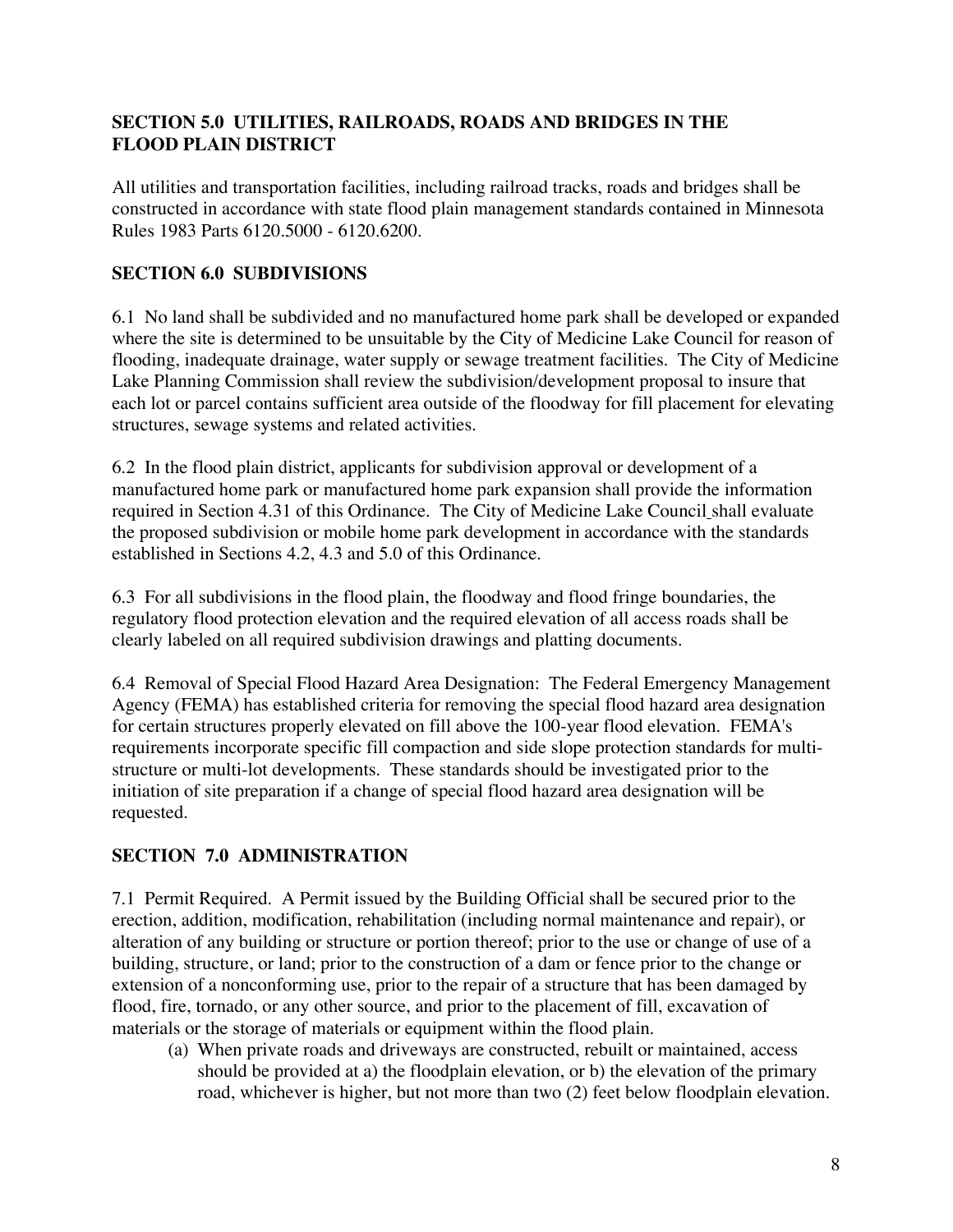## SECTION 5.0 UTILITIES, RAILROADS, ROADS AND BRIDGES IN THE FLOOD PLAIN DISTRICT

All utilities and transportation facilities, including railroad tracks, roads and bridges shall be constructed in accordance with state flood plain management standards contained in Minnesota Rules 1983 Parts 6120.5000 - 6120.6200.

## SECTION 6.0 SUBDIVISIONS

6.1 No land shall be subdivided and no manufactured home park shall be developed or expanded where the site is determined to be unsuitable by the City of Medicine Lake Council for reason of flooding, inadequate drainage, water supply or sewage treatment facilities. The City of Medicine Lake Planning Commission shall review the subdivision/development proposal to insure that each lot or parcel contains sufficient area outside of the floodway for fill placement for elevating structures, sewage systems and related activities.

6.2 In the flood plain district, applicants for subdivision approval or development of a manufactured home park or manufactured home park expansion shall provide the information required in Section 4.31 of this Ordinance. The City of Medicine Lake Council shall evaluate the proposed subdivision or mobile home park development in accordance with the standards established in Sections 4.2, 4.3 and 5.0 of this Ordinance.

6.3 For all subdivisions in the flood plain, the floodway and flood fringe boundaries, the regulatory flood protection elevation and the required elevation of all access roads shall be clearly labeled on all required subdivision drawings and platting documents.

6.4 Removal of Special Flood Hazard Area Designation: The Federal Emergency Management Agency (FEMA) has established criteria for removing the special flood hazard area designation for certain structures properly elevated on fill above the 100-year flood elevation. FEMA's requirements incorporate specific fill compaction and side slope protection standards for multi-structure or multi-lot developments. These standards should be investigated prior to the initiation of site preparation if a change of special flood hazard area designation will be requested.

## SECTION 7.0 ADMINISTRATION

7.1 Permit Required. A Permit issued by the Building Official shall be secured prior to the erection, addition, modification, rehabilitation (including normal maintenance and repair), or alteration of any building or structure or portion thereof; prior to the use or change of use of a building, structure, or land; prior to the construction of a dam or fence prior to the change or extension of a nonconforming use, prior to the repair of a structure that has been damaged by flood, fire, tornado, or any other source, and prior to the placement of fill, excavation of materials or the storage of materials or equipment within the flood plain.

(a) When private roads and driveways are constructed, rebuilt or maintained, access should be provided at a) the floodplain elevation, or b) the elevation of the primary road, whichever is higher, but not more than two (2) feet below floodplain elevation.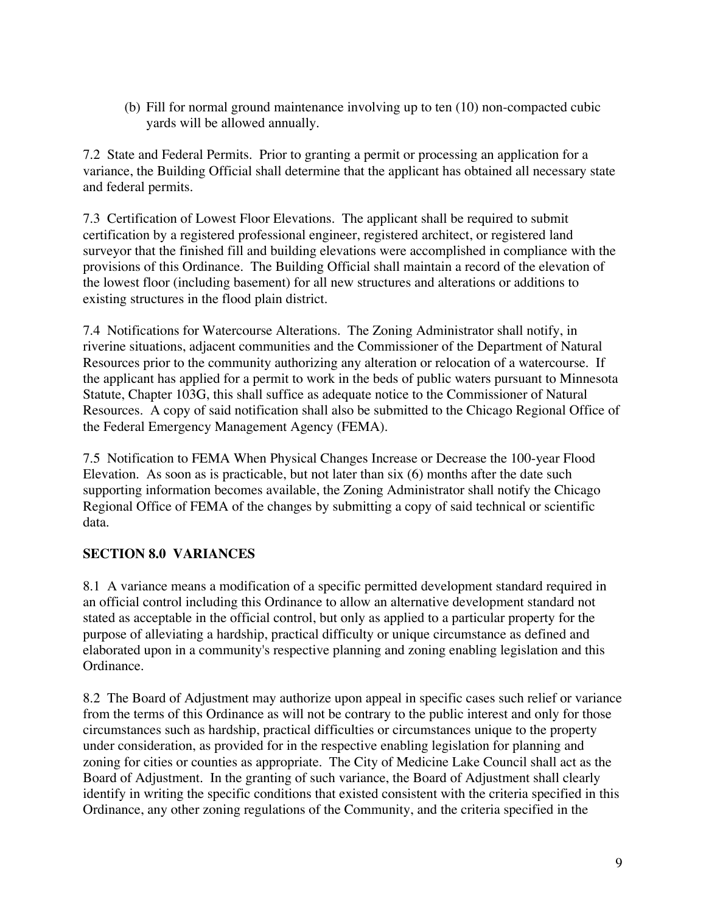(b) Fill for normal ground maintenance involving up to ten (10) non-compacted cubic yards will be allowed annually.

7.2 State and Federal Permits. Prior to granting a permit or processing an application for a variance, the Building Official shall determine that the applicant has obtained all necessary state and federal permits.

7.3 Certification of Lowest Floor Elevations. The applicant shall be required to submit certification by a registered professional engineer, registered architect, or registered land surveyor that the finished fill and building elevations were accomplished in compliance with the provisions of this Ordinance. The Building Official shall maintain a record of the elevation of the lowest floor (including basement) for all new structures and alterations or additions to existing structures in the flood plain district.

7.4 Notifications for Watercourse Alterations. The Zoning Administrator shall notify, in riverine situations, adjacent communities and the Commissioner of the Department of Natural Resources prior to the community authorizing any alteration or relocation of a watercourse. If the applicant has applied for a permit to work in the beds of public waters pursuant to Minnesota Statute, Chapter 103G, this shall suffice as adequate notice to the Commissioner of Natural Resources. A copy of said notification shall also be submitted to the Chicago Regional Office of the Federal Emergency Management Agency (FEMA).

7.5 Notification to FEMA When Physical Changes Increase or Decrease the 100-year Flood Elevation. As soon as is practicable, but not later than six (6) months after the date such supporting information becomes available, the Zoning Administrator shall notify the Chicago Regional Office of FEMA of the changes by submitting a copy of said technical or scientific data.

## SECTION 8.0 VARIANCES

8.1 A variance means a modification of a specific permitted development standard required in an official control including this Ordinance to allow an alternative development standard not stated as acceptable in the official control, but only as applied to a particular property for the purpose of alleviating a hardship, practical difficulty or unique circumstance as defined and elaborated upon in a community's respective planning and zoning enabling legislation and this Ordinance.

8.2 The Board of Adjustment may authorize upon appeal in specific cases such relief or variance from the terms of this Ordinance as will not be contrary to the public interest and only for those circumstances such as hardship, practical difficulties or circumstances unique to the property under consideration, as provided for in the respective enabling legislation for planning and zoning for cities or counties as appropriate. The City of Medicine Lake Council shall act as the Board of Adjustment. In the granting of such variance, the Board of Adjustment shall clearly identify in writing the specific conditions that existed consistent with the criteria specified in this Ordinance, any other zoning regulations of the Community, and the criteria specified in the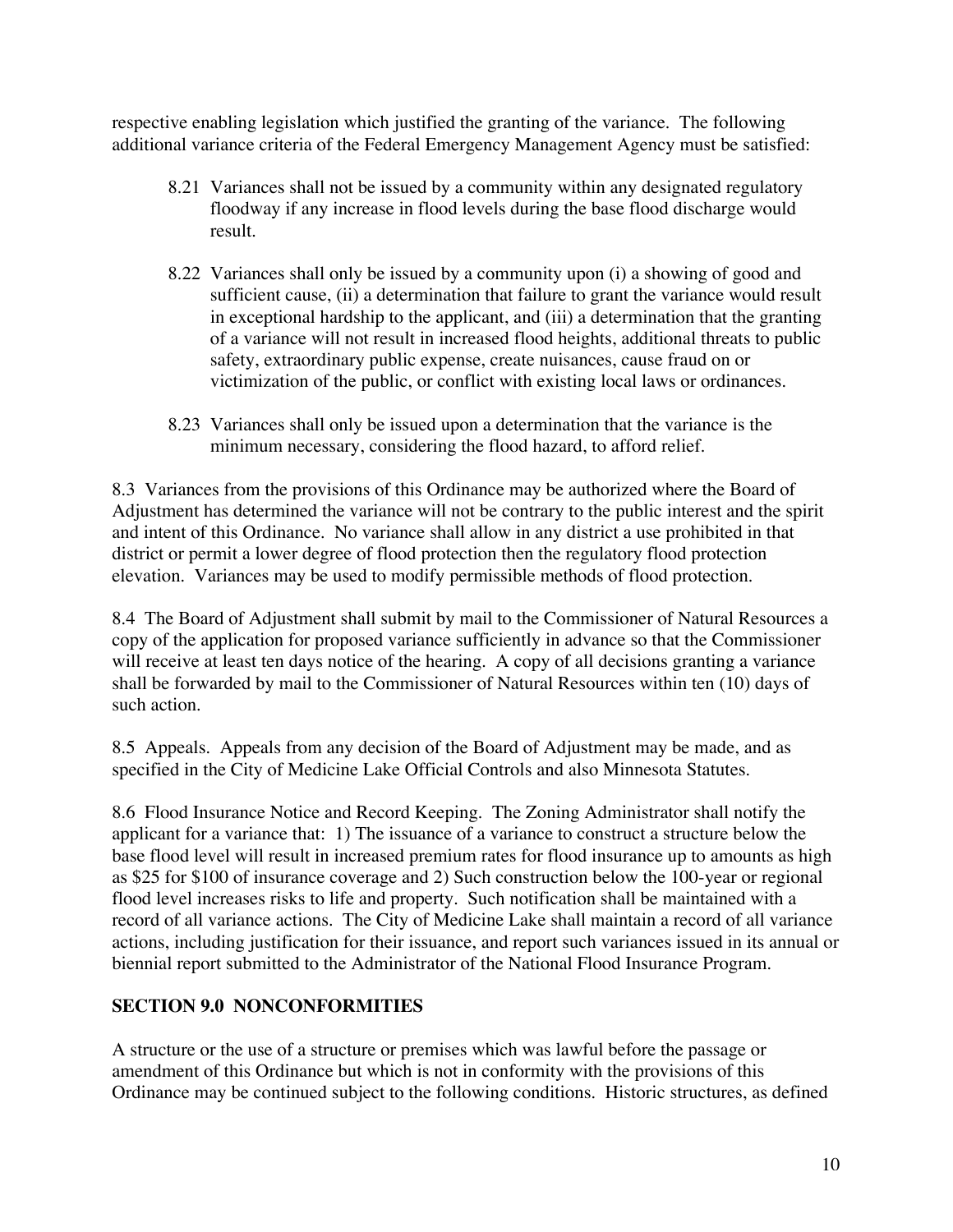respective enabling legislation which justified the granting of the variance. The following additional variance criteria of the Federal Emergency Management Agency must be satisfied:

8.21 Variances shall not be issued by a community within any designated regulatory floodway if any increase in flood levels during the base flood discharge would result.

8.22 Variances shall only be issued by a community upon (i) a showing of good and sufficient cause, (ii) a determination that failure to grant the variance would result in exceptional hardship to the applicant, and (iii) a determination that the granting of a variance will not result in increased flood heights, additional threats to public safety, extraordinary public expense, create nuisances, cause fraud on or victimization of the public, or conflict with existing local laws or ordinances.

8.23 Variances shall only be issued upon a determination that the variance is the minimum necessary, considering the flood hazard, to afford relief.

8.3 Variances from the provisions of this Ordinance may be authorized where the Board of Adjustment has determined the variance will not be contrary to the public interest and the spirit and intent of this Ordinance. No variance shall allow in any district a use prohibited in that district or permit a lower degree of flood protection then the regulatory flood protection elevation. Variances may be used to modify permissible methods of flood protection.

8.4 The Board of Adjustment shall submit by mail to the Commissioner of Natural Resources a copy of the application for proposed variance sufficiently in advance so that the Commissioner will receive at least ten days notice of the hearing. A copy of all decisions granting a variance shall be forwarded by mail to the Commissioner of Natural Resources within ten (10) days of such action.

8.5 Appeals. Appeals from any decision of the Board of Adjustment may be made, and as specified in the City of Medicine Lake Official Controls and also Minnesota Statutes.

8.6 Flood Insurance Notice and Record Keeping. The Zoning Administrator shall notify the applicant for a variance that: 1) The issuance of a variance to construct a structure below the base flood level will result in increased premium rates for flood insurance up to amounts as high as $25 for $100 of insurance coverage and 2) Such construction below the 100-year or regional flood level increases risks to life and property. Such notification shall be maintained with a record of all variance actions. The City of Medicine Lake shall maintain a record of all variance actions, including justification for their issuance, and report such variances issued in its annual or biennial report submitted to the Administrator of the National Flood Insurance Program.

## SECTION 9.0 NONCONFORMITIES

A structure or the use of a structure or premises which was lawful before the passage or amendment of this Ordinance but which is not in conformity with the provisions of this Ordinance may be continued subject to the following conditions. Historic structures, as defined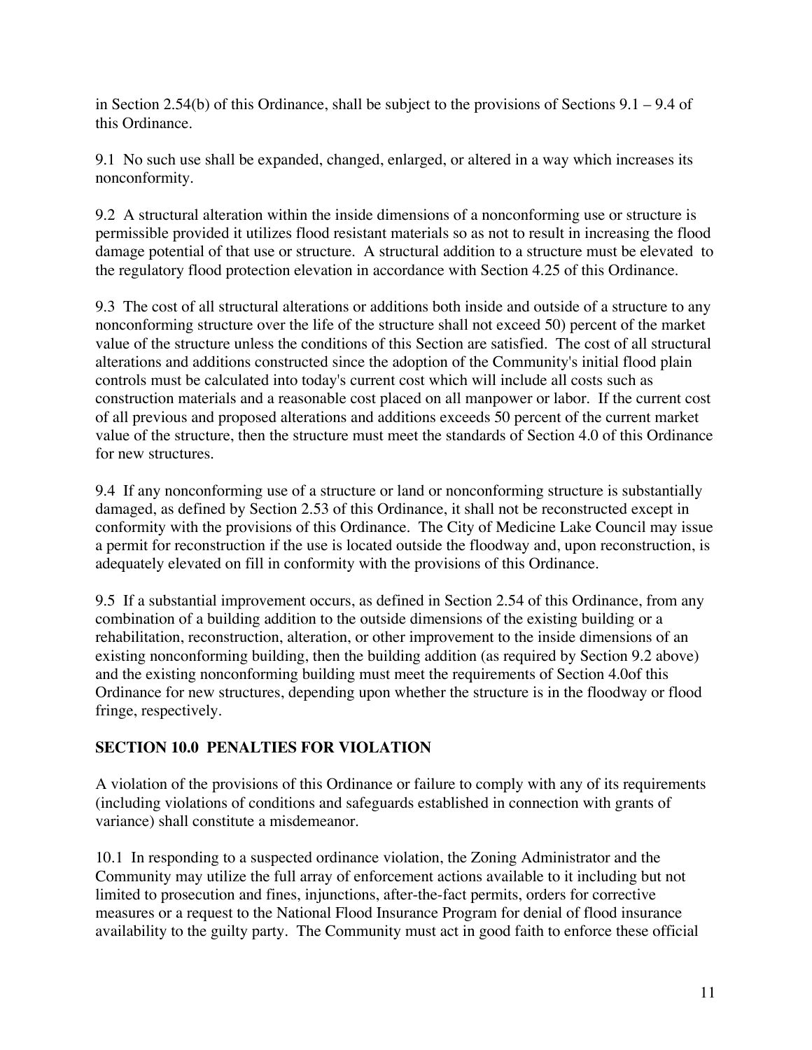in Section 2.54(b) of this Ordinance, shall be subject to the provisions of Sections 9.1 – 9.4 of this Ordinance.

9.1 No such use shall be expanded, changed, enlarged, or altered in a way which increases its nonconformity.

9.2 A structural alteration within the inside dimensions of a nonconforming use or structure is permissible provided it utilizes flood resistant materials so as not to result in increasing the flood damage potential of that use or structure. A structural addition to a structure must be elevated to the regulatory flood protection elevation in accordance with Section 4.25 of this Ordinance.

9.3 The cost of all structural alterations or additions both inside and outside of a structure to any nonconforming structure over the life of the structure shall not exceed 50) percent of the market value of the structure unless the conditions of this Section are satisfied. The cost of all structural alterations and additions constructed since the adoption of the Community's initial flood plain controls must be calculated into today's current cost which will include all costs such as construction materials and a reasonable cost placed on all manpower or labor. If the current cost of all previous and proposed alterations and additions exceeds 50 percent of the current market value of the structure, then the structure must meet the standards of Section 4.0 of this Ordinance for new structures.

9.4 If any nonconforming use of a structure or land or nonconforming structure is substantially damaged, as defined by Section 2.53 of this Ordinance, it shall not be reconstructed except in conformity with the provisions of this Ordinance. The City of Medicine Lake Council may issue a permit for reconstruction if the use is located outside the floodway and, upon reconstruction, is adequately elevated on fill in conformity with the provisions of this Ordinance.

9.5 If a substantial improvement occurs, as defined in Section 2.54 of this Ordinance, from any combination of a building addition to the outside dimensions of the existing building or a rehabilitation, reconstruction, alteration, or other improvement to the inside dimensions of an existing nonconforming building, then the building addition (as required by Section 9.2 above) and the existing nonconforming building must meet the requirements of Section 4.0of this Ordinance for new structures, depending upon whether the structure is in the floodway or flood fringe, respectively.

## SECTION 10.0 PENALTIES FOR VIOLATION

A violation of the provisions of this Ordinance or failure to comply with any of its requirements (including violations of conditions and safeguards established in connection with grants of variance) shall constitute a misdemeanor.

10.1 In responding to a suspected ordinance violation, the Zoning Administrator and the Community may utilize the full array of enforcement actions available to it including but not limited to prosecution and fines, injunctions, after-the-fact permits, orders for corrective measures or a request to the National Flood Insurance Program for denial of flood insurance availability to the guilty party. The Community must act in good faith to enforce these official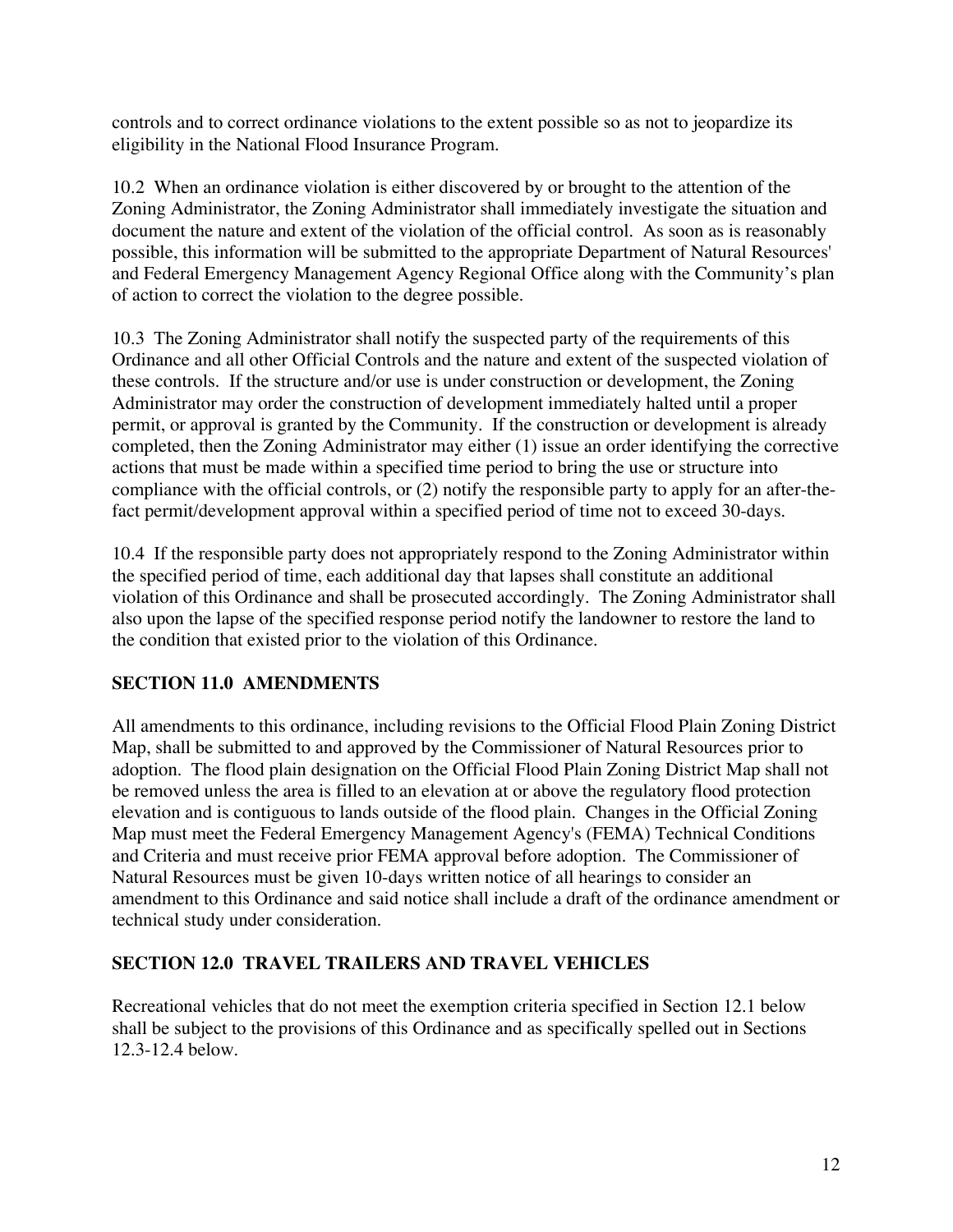controls and to correct ordinance violations to the extent possible so as not to jeopardize its eligibility in the National Flood Insurance Program.

10.2 When an ordinance violation is either discovered by or brought to the attention of the Zoning Administrator, the Zoning Administrator shall immediately investigate the situation and document the nature and extent of the violation of the official control. As soon as is reasonably possible, this information will be submitted to the appropriate Department of Natural Resources' and Federal Emergency Management Agency Regional Office along with the Community's plan of action to correct the violation to the degree possible.

10.3 The Zoning Administrator shall notify the suspected party of the requirements of this Ordinance and all other Official Controls and the nature and extent of the suspected violation of these controls. If the structure and/or use is under construction or development, the Zoning Administrator may order the construction of development immediately halted until a proper permit, or approval is granted by the Community. If the construction or development is already completed, then the Zoning Administrator may either (1) issue an order identifying the corrective actions that must be made within a specified time period to bring the use or structure into compliance with the official controls, or (2) notify the responsible party to apply for an after-the-fact permit/development approval within a specified period of time not to exceed 30-days.

10.4 If the responsible party does not appropriately respond to the Zoning Administrator within the specified period of time, each additional day that lapses shall constitute an additional violation of this Ordinance and shall be prosecuted accordingly. The Zoning Administrator shall also upon the lapse of the specified response period notify the landowner to restore the land to the condition that existed prior to the violation of this Ordinance.

## SECTION 11.0 AMENDMENTS

All amendments to this ordinance, including revisions to the Official Flood Plain Zoning District Map, shall be submitted to and approved by the Commissioner of Natural Resources prior to adoption. The flood plain designation on the Official Flood Plain Zoning District Map shall not be removed unless the area is filled to an elevation at or above the regulatory flood protection elevation and is contiguous to lands outside of the flood plain. Changes in the Official Zoning Map must meet the Federal Emergency Management Agency's (FEMA) Technical Conditions and Criteria and must receive prior FEMA approval before adoption. The Commissioner of Natural Resources must be given 10-days written notice of all hearings to consider an amendment to this Ordinance and said notice shall include a draft of the ordinance amendment or technical study under consideration.

## SECTION 12.0 TRAVEL TRAILERS AND TRAVEL VEHICLES

Recreational vehicles that do not meet the exemption criteria specified in Section 12.1 below shall be subject to the provisions of this Ordinance and as specifically spelled out in Sections 12.3-12.4 below.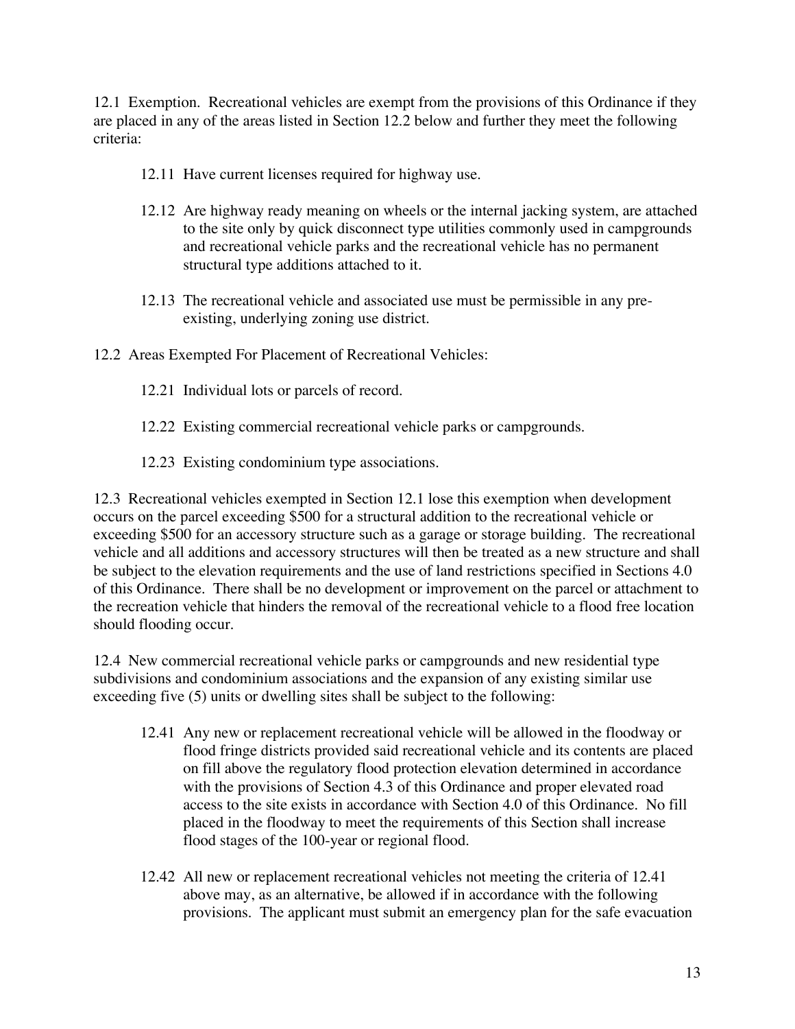12.1 Exemption. Recreational vehicles are exempt from the provisions of this Ordinance if they are placed in any of the areas listed in Section 12.2 below and further they meet the following criteria:

> 12.11 Have current licenses required for highway use.
>
> 12.12 Are highway ready meaning on wheels or the internal jacking system, are attached to the site only by quick disconnect type utilities commonly used in campgrounds and recreational vehicle parks and the recreational vehicle has no permanent structural type additions attached to it.
>
> 12.13 The recreational vehicle and associated use must be permissible in any pre-existing, underlying zoning use district.

12.2 Areas Exempted For Placement of Recreational Vehicles:

> 12.21 Individual lots or parcels of record.
>
> 12.22 Existing commercial recreational vehicle parks or campgrounds.
>
> 12.23 Existing condominium type associations.

12.3 Recreational vehicles exempted in Section 12.1 lose this exemption when development occurs on the parcel exceeding $500 for a structural addition to the recreational vehicle or exceeding $500 for an accessory structure such as a garage or storage building. The recreational vehicle and all additions and accessory structures will then be treated as a new structure and shall be subject to the elevation requirements and the use of land restrictions specified in Sections 4.0 of this Ordinance. There shall be no development or improvement on the parcel or attachment to the recreation vehicle that hinders the removal of the recreational vehicle to a flood free location should flooding occur.

12.4 New commercial recreational vehicle parks or campgrounds and new residential type subdivisions and condominium associations and the expansion of any existing similar use exceeding five (5) units or dwelling sites shall be subject to the following:

> 12.41 Any new or replacement recreational vehicle will be allowed in the floodway or flood fringe districts provided said recreational vehicle and its contents are placed on fill above the regulatory flood protection elevation determined in accordance with the provisions of Section 4.3 of this Ordinance and proper elevated road access to the site exists in accordance with Section 4.0 of this Ordinance. No fill placed in the floodway to meet the requirements of this Section shall increase flood stages of the 100-year or regional flood.
>
> 12.42 All new or replacement recreational vehicles not meeting the criteria of 12.41 above may, as an alternative, be allowed if in accordance with the following provisions. The applicant must submit an emergency plan for the safe evacuation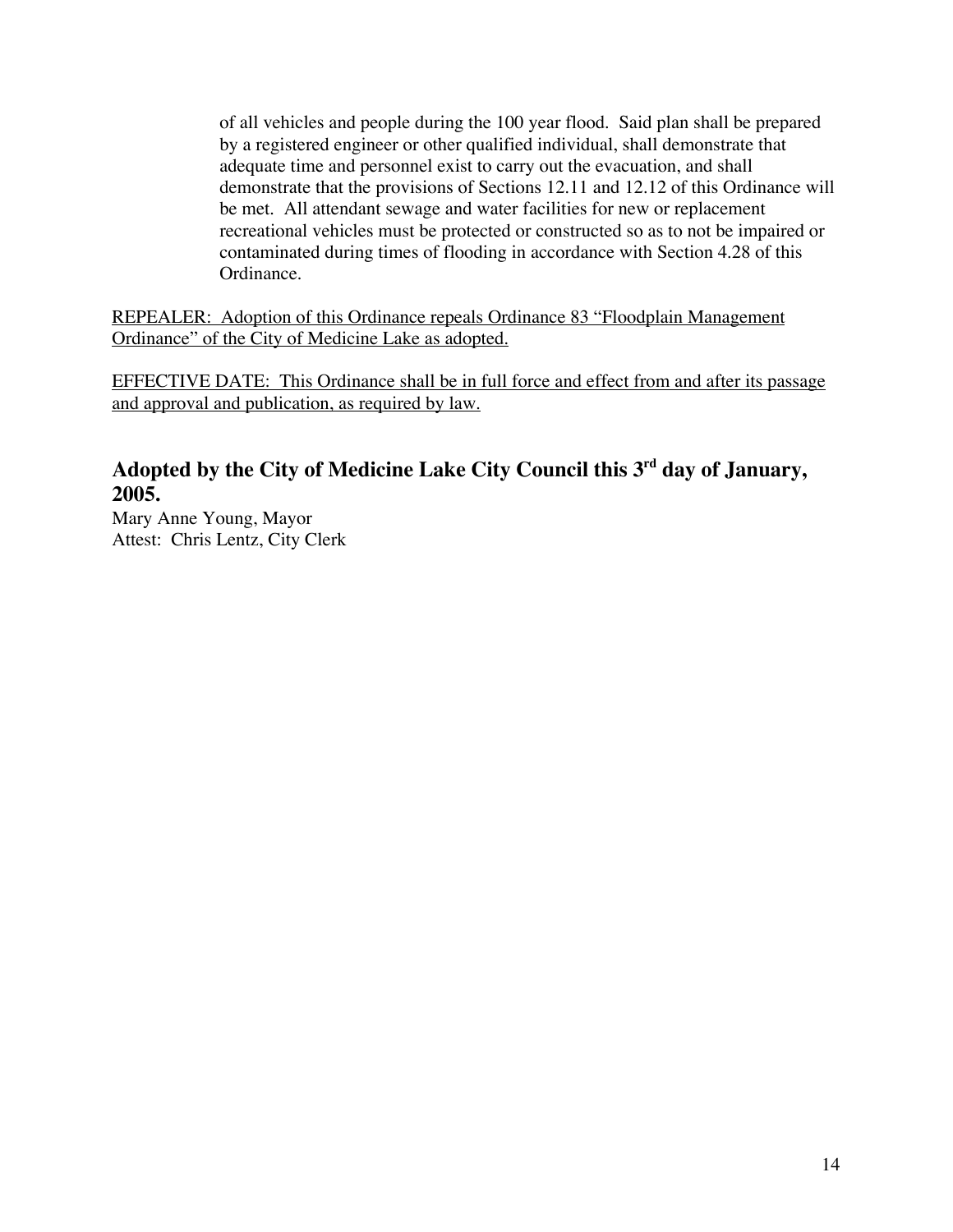of all vehicles and people during the 100 year flood. Said plan shall be prepared by a registered engineer or other qualified individual, shall demonstrate that adequate time and personnel exist to carry out the evacuation, and shall demonstrate that the provisions of Sections 12.11 and 12.12 of this Ordinance will be met. All attendant sewage and water facilities for new or replacement recreational vehicles must be protected or constructed so as to not be impaired or contaminated during times of flooding in accordance with Section 4.28 of this Ordinance.

<u>REPEALER: Adoption of this Ordinance repeals Ordinance 83 "Floodplain Management Ordinance" of the City of Medicine Lake as adopted.</u>

<u>EFFECTIVE DATE: This Ordinance shall be in full force and effect from and after its passage and approval and publication, as required by law.</u>

**Adopted by the City of Medicine Lake City Council this 3rd day of January, 2005.**

Mary Anne Young, Mayor
Attest: Chris Lentz, City Clerk